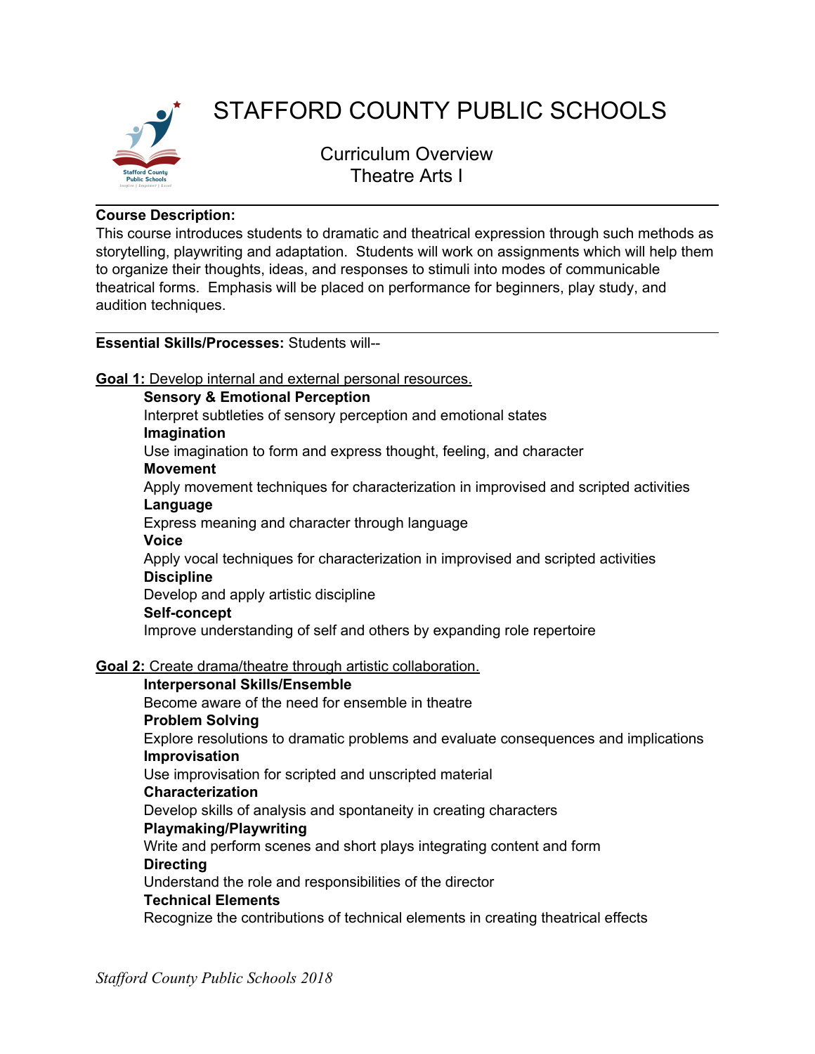# STAFFORD COUNTY PUBLIC SCHOOLS

## Curriculum Overview
## Theatre Arts I

---

**Course Description:**
This course introduces students to dramatic and theatrical expression through such methods as storytelling, playwriting and adaptation. Students will work on assignments which will help them to organize their thoughts, ideas, and responses to stimuli into modes of communicable theatrical forms. Emphasis will be placed on performance for beginners, play study, and audition techniques.

---

**Essential Skills/Processes:** Students will--

**Goal 1:** Develop internal and external personal resources.

**Sensory & Emotional Perception**
Interpret subtleties of sensory perception and emotional states

**Imagination**
Use imagination to form and express thought, feeling, and character

**Movement**
Apply movement techniques for characterization in improvised and scripted activities

**Language**
Express meaning and character through language

**Voice**
Apply vocal techniques for characterization in improvised and scripted activities

**Discipline**
Develop and apply artistic discipline

**Self-concept**
Improve understanding of self and others by expanding role repertoire

**Goal 2:** Create drama/theatre through artistic collaboration.

**Interpersonal Skills/Ensemble**
Become aware of the need for ensemble in theatre

**Problem Solving**
Explore resolutions to dramatic problems and evaluate consequences and implications

**Improvisation**
Use improvisation for scripted and unscripted material

**Characterization**
Develop skills of analysis and spontaneity in creating characters

**Playmaking/Playwriting**
Write and perform scenes and short plays integrating content and form

**Directing**
Understand the role and responsibilities of the director

**Technical Elements**
Recognize the contributions of technical elements in creating theatrical effects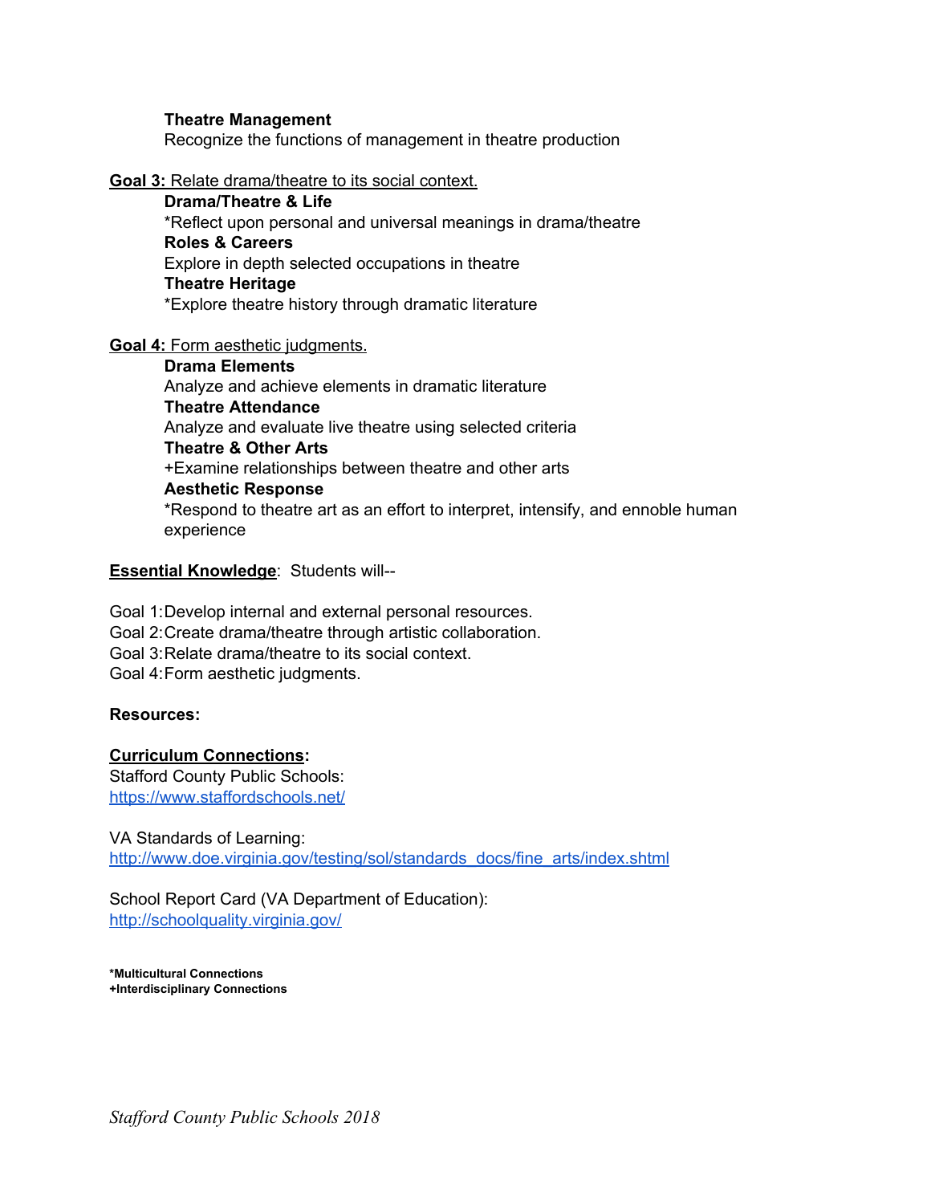**Theatre Management**
Recognize the functions of management in theatre production

<u>**Goal 3:** Relate drama/theatre to its social context.</u>

**Drama/Theatre & Life**
*Reflect upon personal and universal meanings in drama/theatre
**Roles & Careers**
Explore in depth selected occupations in theatre
**Theatre Heritage**
*Explore theatre history through dramatic literature

<u>**Goal 4:** Form aesthetic judgments.</u>

**Drama Elements**
Analyze and achieve elements in dramatic literature
**Theatre Attendance**
Analyze and evaluate live theatre using selected criteria
**Theatre & Other Arts**
+Examine relationships between theatre and other arts
**Aesthetic Response**
*Respond to theatre art as an effort to interpret, intensify, and ennoble human experience

<u>**Essential Knowledge**</u>: Students will--

Goal 1: Develop internal and external personal resources.
Goal 2: Create drama/theatre through artistic collaboration.
Goal 3: Relate drama/theatre to its social context.
Goal 4: Form aesthetic judgments.

**Resources:**

<u>**Curriculum Connections**</u>**:**
Stafford County Public Schools:
https://www.staffordschools.net/

VA Standards of Learning:
http://www.doe.virginia.gov/testing/sol/standards_docs/fine_arts/index.shtml

School Report Card (VA Department of Education):
http://schoolquality.virginia.gov/

***Multicultural Connections**
**+Interdisciplinary Connections**

*Stafford County Public Schools 2018*